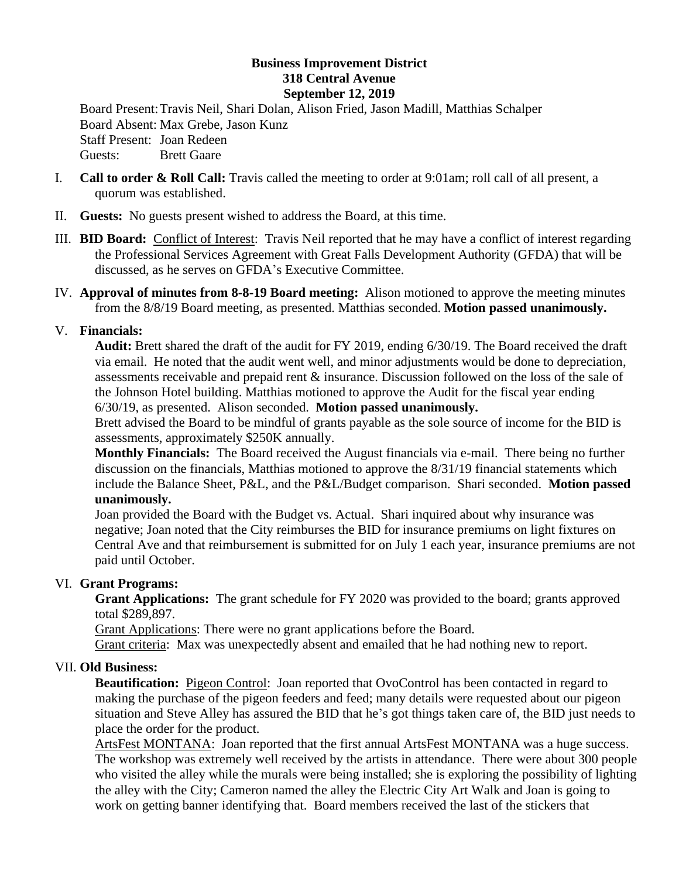**Business Improvement District**
**318 Central Avenue**
**September 12, 2019**

Board Present: Travis Neil, Shari Dolan, Alison Fried, Jason Madill, Matthias Schalper
Board Absent: Max Grebe, Jason Kunz
Staff Present: Joan Redeen
Guests: Brett Gaare

I. **Call to order & Roll Call:** Travis called the meeting to order at 9:01am; roll call of all present, a quorum was established.

II. **Guests:** No guests present wished to address the Board, at this time.

III. **BID Board:** Conflict of Interest: Travis Neil reported that he may have a conflict of interest regarding the Professional Services Agreement with Great Falls Development Authority (GFDA) that will be discussed, as he serves on GFDA's Executive Committee.

IV. **Approval of minutes from 8-8-19 Board meeting:** Alison motioned to approve the meeting minutes from the 8/8/19 Board meeting, as presented. Matthias seconded. **Motion passed unanimously.**

V. **Financials:**

**Audit:** Brett shared the draft of the audit for FY 2019, ending 6/30/19. The Board received the draft via email. He noted that the audit went well, and minor adjustments would be done to depreciation, assessments receivable and prepaid rent & insurance. Discussion followed on the loss of the sale of the Johnson Hotel building. Matthias motioned to approve the Audit for the fiscal year ending 6/30/19, as presented. Alison seconded. **Motion passed unanimously.**

Brett advised the Board to be mindful of grants payable as the sole source of income for the BID is assessments, approximately $250K annually.

**Monthly Financials:** The Board received the August financials via e-mail. There being no further discussion on the financials, Matthias motioned to approve the 8/31/19 financial statements which include the Balance Sheet, P&L, and the P&L/Budget comparison. Shari seconded. **Motion passed unanimously.**

Joan provided the Board with the Budget vs. Actual. Shari inquired about why insurance was negative; Joan noted that the City reimburses the BID for insurance premiums on light fixtures on Central Ave and that reimbursement is submitted for on July 1 each year, insurance premiums are not paid until October.

VI. **Grant Programs:**

**Grant Applications:** The grant schedule for FY 2020 was provided to the board; grants approved total $289,897.

Grant Applications: There were no grant applications before the Board.

Grant criteria: Max was unexpectedly absent and emailed that he had nothing new to report.

VII. **Old Business:**

**Beautification:** Pigeon Control: Joan reported that OvoControl has been contacted in regard to making the purchase of the pigeon feeders and feed; many details were requested about our pigeon situation and Steve Alley has assured the BID that he's got things taken care of, the BID just needs to place the order for the product.

ArtsFest MONTANA: Joan reported that the first annual ArtsFest MONTANA was a huge success. The workshop was extremely well received by the artists in attendance. There were about 300 people who visited the alley while the murals were being installed; she is exploring the possibility of lighting the alley with the City; Cameron named the alley the Electric City Art Walk and Joan is going to work on getting banner identifying that. Board members received the last of the stickers that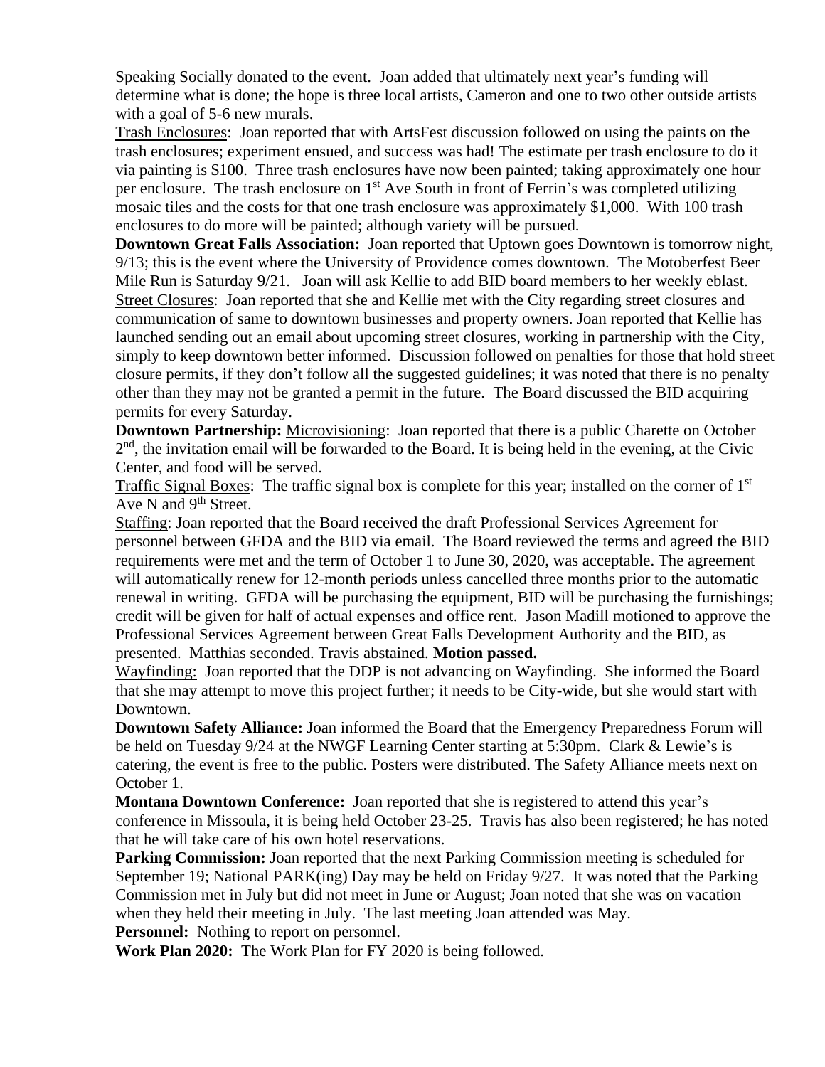Speaking Socially donated to the event. Joan added that ultimately next year's funding will determine what is done; the hope is three local artists, Cameron and one to two other outside artists with a goal of 5-6 new murals.

Trash Enclosures: Joan reported that with ArtsFest discussion followed on using the paints on the trash enclosures; experiment ensued, and success was had! The estimate per trash enclosure to do it via painting is $100. Three trash enclosures have now been painted; taking approximately one hour per enclosure. The trash enclosure on 1st Ave South in front of Ferrin's was completed utilizing mosaic tiles and the costs for that one trash enclosure was approximately $1,000. With 100 trash enclosures to do more will be painted; although variety will be pursued.

**Downtown Great Falls Association:** Joan reported that Uptown goes Downtown is tomorrow night, 9/13; this is the event where the University of Providence comes downtown. The Motoberfest Beer Mile Run is Saturday 9/21. Joan will ask Kellie to add BID board members to her weekly eblast.

Street Closures: Joan reported that she and Kellie met with the City regarding street closures and communication of same to downtown businesses and property owners. Joan reported that Kellie has launched sending out an email about upcoming street closures, working in partnership with the City, simply to keep downtown better informed. Discussion followed on penalties for those that hold street closure permits, if they don't follow all the suggested guidelines; it was noted that there is no penalty other than they may not be granted a permit in the future. The Board discussed the BID acquiring permits for every Saturday.

**Downtown Partnership:** Microvisioning: Joan reported that there is a public Charette on October 2nd, the invitation email will be forwarded to the Board. It is being held in the evening, at the Civic Center, and food will be served.

Traffic Signal Boxes: The traffic signal box is complete for this year; installed on the corner of 1st Ave N and 9th Street.

Staffing: Joan reported that the Board received the draft Professional Services Agreement for personnel between GFDA and the BID via email. The Board reviewed the terms and agreed the BID requirements were met and the term of October 1 to June 30, 2020, was acceptable. The agreement will automatically renew for 12-month periods unless cancelled three months prior to the automatic renewal in writing. GFDA will be purchasing the equipment, BID will be purchasing the furnishings; credit will be given for half of actual expenses and office rent. Jason Madill motioned to approve the Professional Services Agreement between Great Falls Development Authority and the BID, as presented. Matthias seconded. Travis abstained. **Motion passed.**

Wayfinding: Joan reported that the DDP is not advancing on Wayfinding. She informed the Board that she may attempt to move this project further; it needs to be City-wide, but she would start with Downtown.

**Downtown Safety Alliance:** Joan informed the Board that the Emergency Preparedness Forum will be held on Tuesday 9/24 at the NWGF Learning Center starting at 5:30pm. Clark & Lewie's is catering, the event is free to the public. Posters were distributed. The Safety Alliance meets next on October 1.

**Montana Downtown Conference:** Joan reported that she is registered to attend this year's conference in Missoula, it is being held October 23-25. Travis has also been registered; he has noted that he will take care of his own hotel reservations.

**Parking Commission:** Joan reported that the next Parking Commission meeting is scheduled for September 19; National PARK(ing) Day may be held on Friday 9/27. It was noted that the Parking Commission met in July but did not meet in June or August; Joan noted that she was on vacation when they held their meeting in July. The last meeting Joan attended was May.

**Personnel:** Nothing to report on personnel.

**Work Plan 2020:** The Work Plan for FY 2020 is being followed.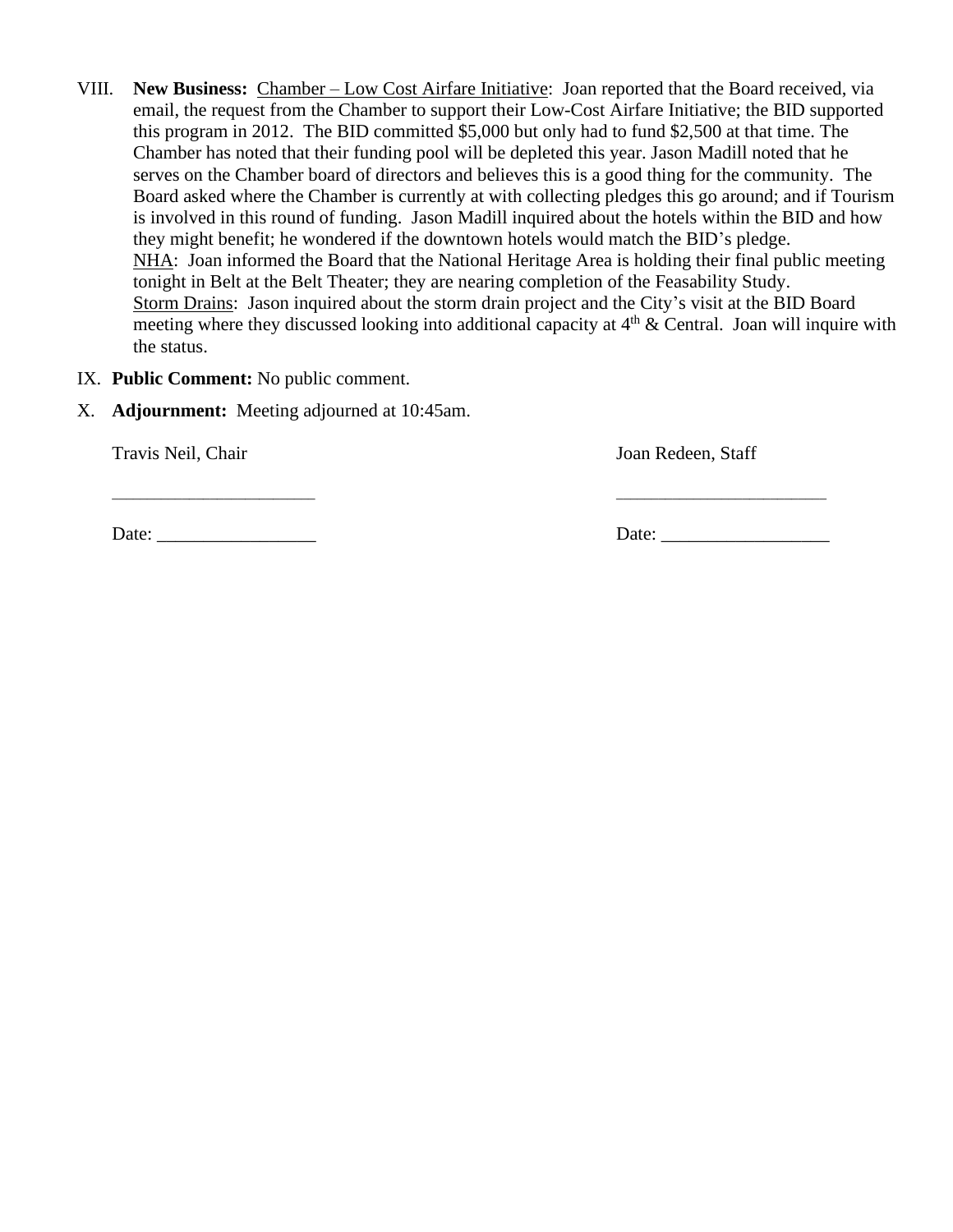VIII. **New Business:** Chamber – Low Cost Airfare Initiative: Joan reported that the Board received, via email, the request from the Chamber to support their Low-Cost Airfare Initiative; the BID supported this program in 2012. The BID committed $5,000 but only had to fund $2,500 at that time. The Chamber has noted that their funding pool will be depleted this year. Jason Madill noted that he serves on the Chamber board of directors and believes this is a good thing for the community. The Board asked where the Chamber is currently at with collecting pledges this go around; and if Tourism is involved in this round of funding. Jason Madill inquired about the hotels within the BID and how they might benefit; he wondered if the downtown hotels would match the BID's pledge.
NHA: Joan informed the Board that the National Heritage Area is holding their final public meeting tonight in Belt at the Belt Theater; they are nearing completion of the Feasability Study.
Storm Drains: Jason inquired about the storm drain project and the City's visit at the BID Board meeting where they discussed looking into additional capacity at 4th & Central. Joan will inquire with the status.

IX. **Public Comment:** No public comment.

X. **Adjournment:** Meeting adjourned at 10:45am.

Travis Neil, Chair

______________________

Date: _________________

Joan Redeen, Staff

_______________________

Date: __________________